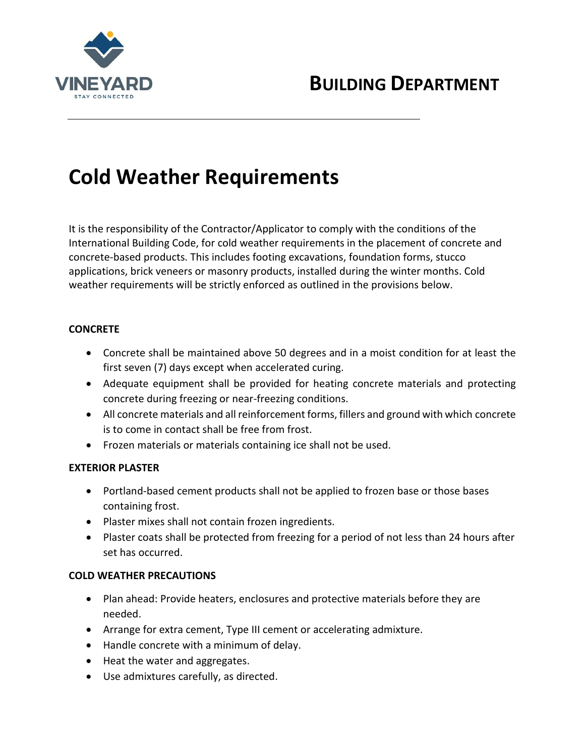VINEYARD

STAY CONNECTED

# BUILDING DEPARTMENT

# Cold Weather Requirements

It is the responsibility of the Contractor/Applicator to comply with the conditions of the International Building Code, for cold weather requirements in the placement of concrete and concrete-based products. This includes footing excavations, foundation forms, stucco applications, brick veneers or masonry products, installed during the winter months. Cold weather requirements will be strictly enforced as outlined in the provisions below.

### CONCRETE

- Concrete shall be maintained above 50 degrees and in a moist condition for at least the first seven (7) days except when accelerated curing.
- Adequate equipment shall be provided for heating concrete materials and protecting concrete during freezing or near-freezing conditions.
- All concrete materials and all reinforcement forms, fillers and ground with which concrete is to come in contact shall be free from frost.
- Frozen materials or materials containing ice shall not be used.

### EXTERIOR PLASTER

- Portland-based cement products shall not be applied to frozen base or those bases containing frost.
- Plaster mixes shall not contain frozen ingredients.
- Plaster coats shall be protected from freezing for a period of not less than 24 hours after set has occurred.

### COLD WEATHER PRECAUTIONS

- Plan ahead: Provide heaters, enclosures and protective materials before they are needed.
- Arrange for extra cement, Type III cement or accelerating admixture.
- Handle concrete with a minimum of delay.
- Heat the water and aggregates.
- Use admixtures carefully, as directed.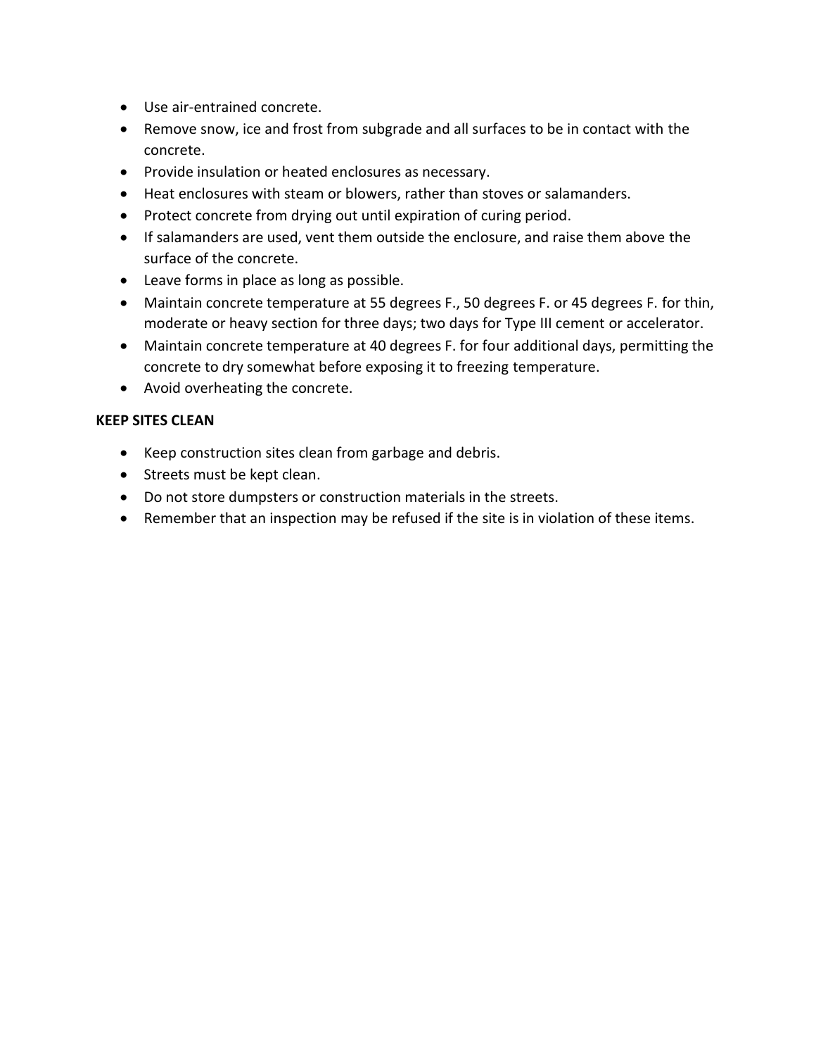- Use air-entrained concrete.
- Remove snow, ice and frost from subgrade and all surfaces to be in contact with the concrete.
- Provide insulation or heated enclosures as necessary.
- Heat enclosures with steam or blowers, rather than stoves or salamanders.
- Protect concrete from drying out until expiration of curing period.
- If salamanders are used, vent them outside the enclosure, and raise them above the surface of the concrete.
- Leave forms in place as long as possible.
- Maintain concrete temperature at 55 degrees F., 50 degrees F. or 45 degrees F. for thin, moderate or heavy section for three days; two days for Type III cement or accelerator.
- Maintain concrete temperature at 40 degrees F. for four additional days, permitting the concrete to dry somewhat before exposing it to freezing temperature.
- Avoid overheating the concrete.

**KEEP SITES CLEAN**

- Keep construction sites clean from garbage and debris.
- Streets must be kept clean.
- Do not store dumpsters or construction materials in the streets.
- Remember that an inspection may be refused if the site is in violation of these items.